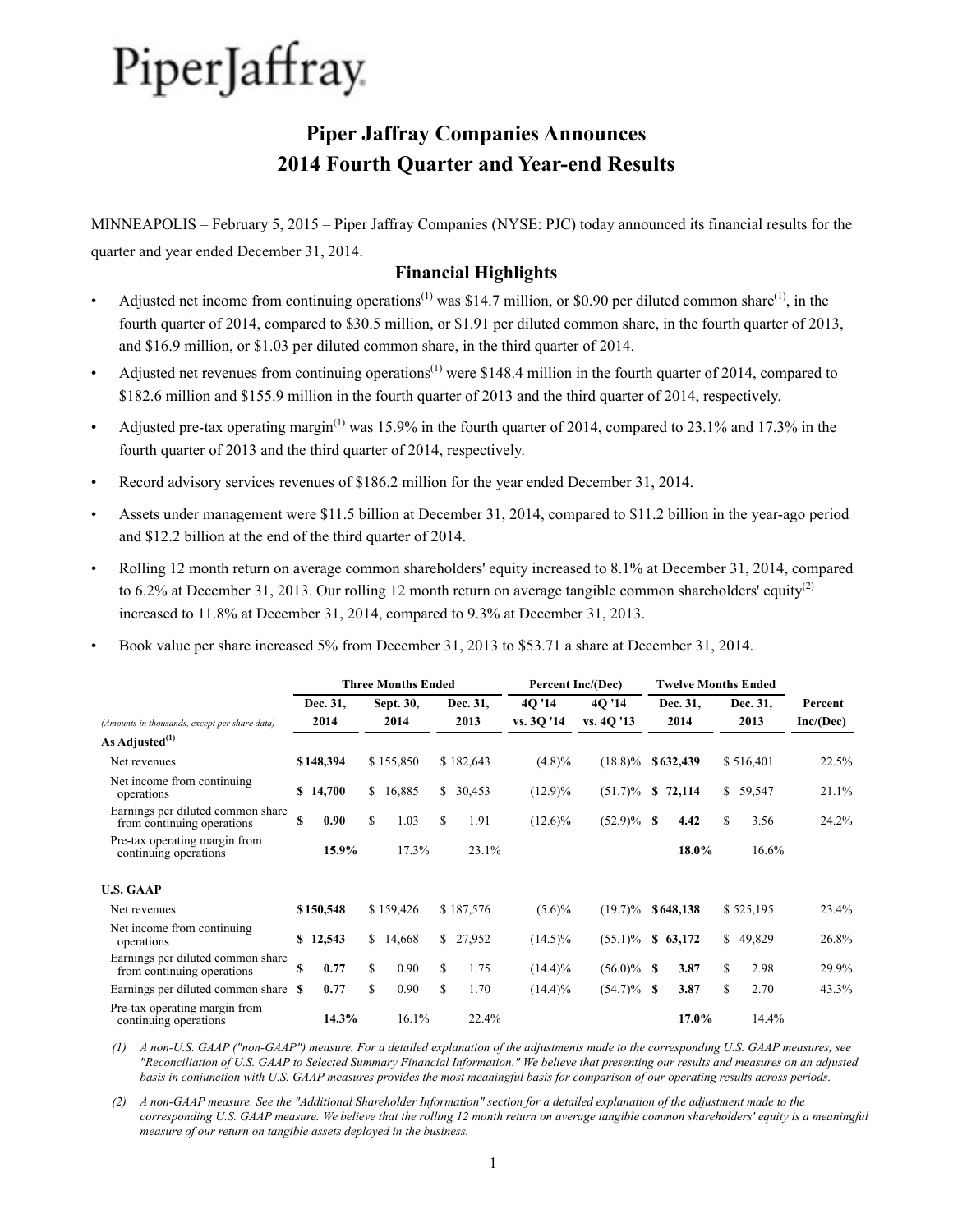PiperJaffray

# Piper Jaffray Companies Announces 2014 Fourth Quarter and Year-end Results

MINNEAPOLIS – February 5, 2015 – Piper Jaffray Companies (NYSE: PJC) today announced its financial results for the quarter and year ended December 31, 2014.

## Financial Highlights

- Adjusted net income from continuing operations(1) was $14.7 million, or $0.90 per diluted common share(1), in the fourth quarter of 2014, compared to $30.5 million, or $1.91 per diluted common share, in the fourth quarter of 2013, and $16.9 million, or $1.03 per diluted common share, in the third quarter of 2014.
- Adjusted net revenues from continuing operations(1) were $148.4 million in the fourth quarter of 2014, compared to $182.6 million and $155.9 million in the fourth quarter of 2013 and the third quarter of 2014, respectively.
- Adjusted pre-tax operating margin(1) was 15.9% in the fourth quarter of 2014, compared to 23.1% and 17.3% in the fourth quarter of 2013 and the third quarter of 2014, respectively.
- Record advisory services revenues of $186.2 million for the year ended December 31, 2014.
- Assets under management were $11.5 billion at December 31, 2014, compared to $11.2 billion in the year-ago period and $12.2 billion at the end of the third quarter of 2014.
- Rolling 12 month return on average common shareholders' equity increased to 8.1% at December 31, 2014, compared to 6.2% at December 31, 2013. Our rolling 12 month return on average tangible common shareholders' equity(2) increased to 11.8% at December 31, 2014, compared to 9.3% at December 31, 2013.
- Book value per share increased 5% from December 31, 2013 to $53.71 a share at December 31, 2014.

| | Three Months Ended | | | Percent Inc/(Dec) | | Twelve Months Ended | | |
|---|---|---|---|---|---|---|---|---|
| *(Amounts in thousands, except per share data)* | Dec. 31, 2014 | Sept. 30, 2014 | Dec. 31, 2013 | 4Q '14 vs. 3Q '14 | 4Q '14 vs. 4Q '13 | Dec. 31, 2014 | Dec. 31, 2013 | Percent Inc/(Dec) |
| **As Adjusted(1)** | | | | | | | | |
| Net revenues | **$148,394** | $ 155,850 | $ 182,643 | (4.8)% | (18.8)% | **$632,439** | $ 516,401 | 22.5% |
| Net income from continuing operations | **$ 14,700** | $ 16,885 | $ 30,453 | (12.9)% | (51.7)% | **$ 72,114** | $ 59,547 | 21.1% |
| Earnings per diluted common share from continuing operations | **$ 0.90** | $ 1.03 | $ 1.91 | (12.6)% | (52.9)% | **$ 4.42** | $ 3.56 | 24.2% |
| Pre-tax operating margin from continuing operations | **15.9%** | 17.3% | 23.1% | | | **18.0%** | 16.6% | |
| **U.S. GAAP** | | | | | | | | |
| Net revenues | **$150,548** | $ 159,426 | $ 187,576 | (5.6)% | (19.7)% | **$648,138** | $ 525,195 | 23.4% |
| Net income from continuing operations | **$ 12,543** | $ 14,668 | $ 27,952 | (14.5)% | (55.1)% | **$ 63,172** | $ 49,829 | 26.8% |
| Earnings per diluted common share from continuing operations | **$ 0.77** | $ 0.90 | $ 1.75 | (14.4)% | (56.0)% | **$ 3.87** | $ 2.98 | 29.9% |
| Earnings per diluted common share | **$ 0.77** | $ 0.90 | $ 1.70 | (14.4)% | (54.7)% | **$ 3.87** | $ 2.70 | 43.3% |
| Pre-tax operating margin from continuing operations | **14.3%** | 16.1% | 22.4% | | | **17.0%** | 14.4% | |

*(1) A non-U.S. GAAP ("non-GAAP") measure. For a detailed explanation of the adjustments made to the corresponding U.S. GAAP measures, see "Reconciliation of U.S. GAAP to Selected Summary Financial Information." We believe that presenting our results and measures on an adjusted basis in conjunction with U.S. GAAP measures provides the most meaningful basis for comparison of our operating results across periods.*

*(2) A non-GAAP measure. See the "Additional Shareholder Information" section for a detailed explanation of the adjustment made to the corresponding U.S. GAAP measure. We believe that the rolling 12 month return on average tangible common shareholders' equity is a meaningful measure of our return on tangible assets deployed in the business.*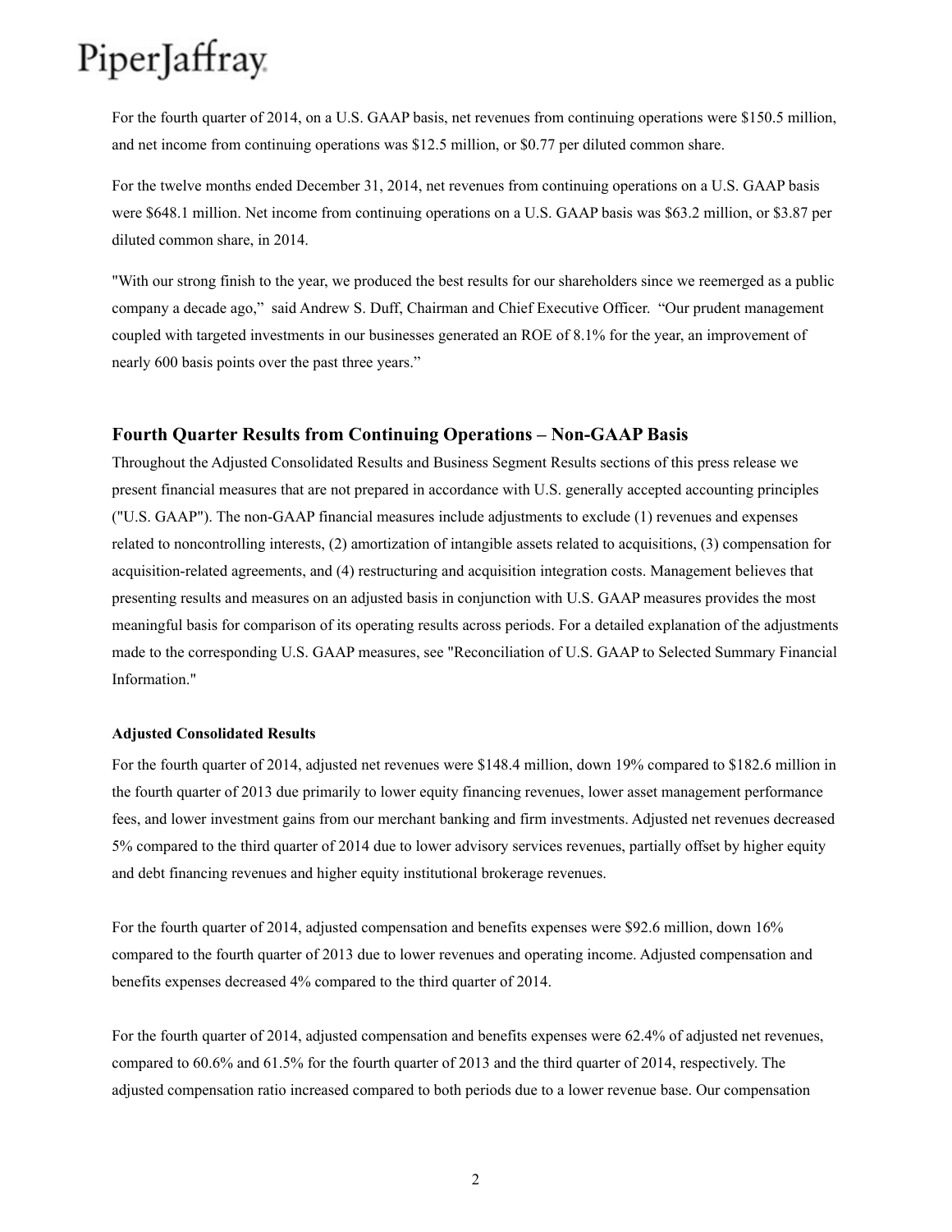For the fourth quarter of 2014, on a U.S. GAAP basis, net revenues from continuing operations were $150.5 million, and net income from continuing operations was $12.5 million, or $0.77 per diluted common share.

For the twelve months ended December 31, 2014, net revenues from continuing operations on a U.S. GAAP basis were $648.1 million. Net income from continuing operations on a U.S. GAAP basis was $63.2 million, or $3.87 per diluted common share, in 2014.

"With our strong finish to the year, we produced the best results for our shareholders since we reemerged as a public company a decade ago," said Andrew S. Duff, Chairman and Chief Executive Officer. "Our prudent management coupled with targeted investments in our businesses generated an ROE of 8.1% for the year, an improvement of nearly 600 basis points over the past three years."

## Fourth Quarter Results from Continuing Operations – Non-GAAP Basis

Throughout the Adjusted Consolidated Results and Business Segment Results sections of this press release we present financial measures that are not prepared in accordance with U.S. generally accepted accounting principles ("U.S. GAAP"). The non-GAAP financial measures include adjustments to exclude (1) revenues and expenses related to noncontrolling interests, (2) amortization of intangible assets related to acquisitions, (3) compensation for acquisition-related agreements, and (4) restructuring and acquisition integration costs. Management believes that presenting results and measures on an adjusted basis in conjunction with U.S. GAAP measures provides the most meaningful basis for comparison of its operating results across periods. For a detailed explanation of the adjustments made to the corresponding U.S. GAAP measures, see "Reconciliation of U.S. GAAP to Selected Summary Financial Information."

**Adjusted Consolidated Results**

For the fourth quarter of 2014, adjusted net revenues were $148.4 million, down 19% compared to $182.6 million in the fourth quarter of 2013 due primarily to lower equity financing revenues, lower asset management performance fees, and lower investment gains from our merchant banking and firm investments. Adjusted net revenues decreased 5% compared to the third quarter of 2014 due to lower advisory services revenues, partially offset by higher equity and debt financing revenues and higher equity institutional brokerage revenues.

For the fourth quarter of 2014, adjusted compensation and benefits expenses were $92.6 million, down 16% compared to the fourth quarter of 2013 due to lower revenues and operating income. Adjusted compensation and benefits expenses decreased 4% compared to the third quarter of 2014.

For the fourth quarter of 2014, adjusted compensation and benefits expenses were 62.4% of adjusted net revenues, compared to 60.6% and 61.5% for the fourth quarter of 2013 and the third quarter of 2014, respectively. The adjusted compensation ratio increased compared to both periods due to a lower revenue base. Our compensation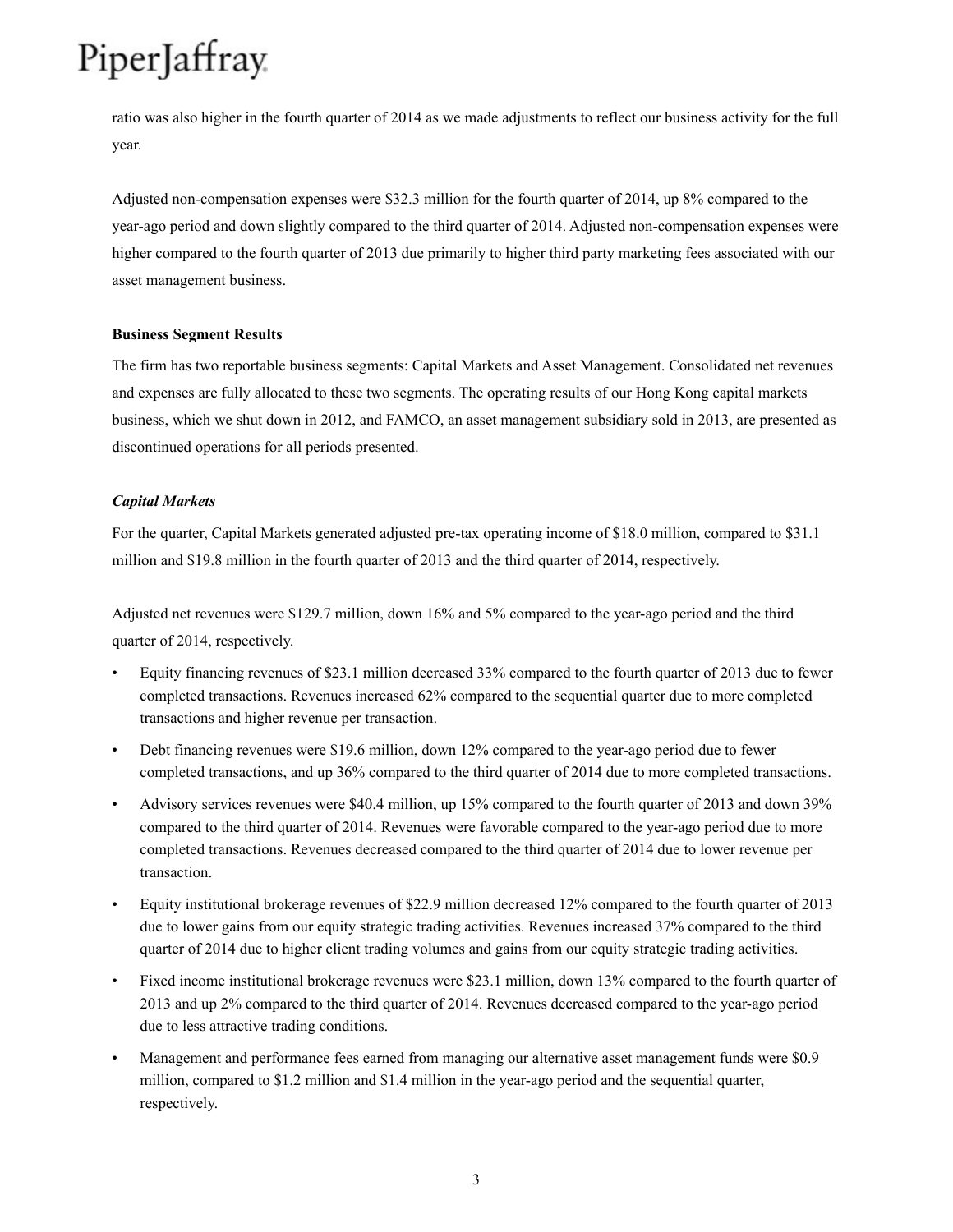ratio was also higher in the fourth quarter of 2014 as we made adjustments to reflect our business activity for the full year.

Adjusted non-compensation expenses were $32.3 million for the fourth quarter of 2014, up 8% compared to the year-ago period and down slightly compared to the third quarter of 2014. Adjusted non-compensation expenses were higher compared to the fourth quarter of 2013 due primarily to higher third party marketing fees associated with our asset management business.

**Business Segment Results**

The firm has two reportable business segments: Capital Markets and Asset Management. Consolidated net revenues and expenses are fully allocated to these two segments. The operating results of our Hong Kong capital markets business, which we shut down in 2012, and FAMCO, an asset management subsidiary sold in 2013, are presented as discontinued operations for all periods presented.

***Capital Markets***

For the quarter, Capital Markets generated adjusted pre-tax operating income of $18.0 million, compared to $31.1 million and $19.8 million in the fourth quarter of 2013 and the third quarter of 2014, respectively.

Adjusted net revenues were $129.7 million, down 16% and 5% compared to the year-ago period and the third quarter of 2014, respectively.

- Equity financing revenues of $23.1 million decreased 33% compared to the fourth quarter of 2013 due to fewer completed transactions. Revenues increased 62% compared to the sequential quarter due to more completed transactions and higher revenue per transaction.
- Debt financing revenues were $19.6 million, down 12% compared to the year-ago period due to fewer completed transactions, and up 36% compared to the third quarter of 2014 due to more completed transactions.
- Advisory services revenues were $40.4 million, up 15% compared to the fourth quarter of 2013 and down 39% compared to the third quarter of 2014. Revenues were favorable compared to the year-ago period due to more completed transactions. Revenues decreased compared to the third quarter of 2014 due to lower revenue per transaction.
- Equity institutional brokerage revenues of $22.9 million decreased 12% compared to the fourth quarter of 2013 due to lower gains from our equity strategic trading activities. Revenues increased 37% compared to the third quarter of 2014 due to higher client trading volumes and gains from our equity strategic trading activities.
- Fixed income institutional brokerage revenues were $23.1 million, down 13% compared to the fourth quarter of 2013 and up 2% compared to the third quarter of 2014. Revenues decreased compared to the year-ago period due to less attractive trading conditions.
- Management and performance fees earned from managing our alternative asset management funds were $0.9 million, compared to $1.2 million and $1.4 million in the year-ago period and the sequential quarter, respectively.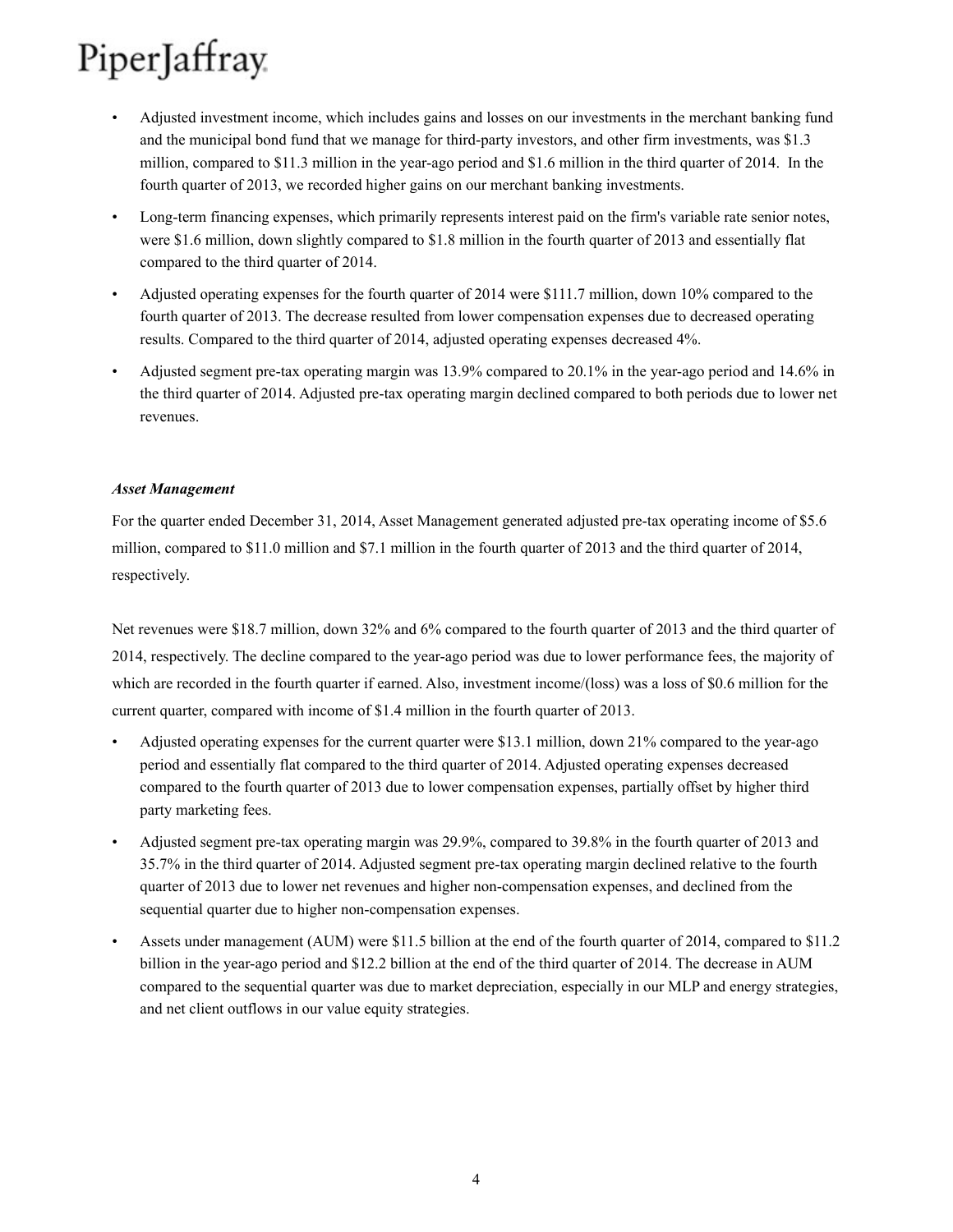- Adjusted investment income, which includes gains and losses on our investments in the merchant banking fund and the municipal bond fund that we manage for third-party investors, and other firm investments, was $1.3 million, compared to $11.3 million in the year-ago period and $1.6 million in the third quarter of 2014. In the fourth quarter of 2013, we recorded higher gains on our merchant banking investments.
- Long-term financing expenses, which primarily represents interest paid on the firm's variable rate senior notes, were $1.6 million, down slightly compared to $1.8 million in the fourth quarter of 2013 and essentially flat compared to the third quarter of 2014.
- Adjusted operating expenses for the fourth quarter of 2014 were $111.7 million, down 10% compared to the fourth quarter of 2013. The decrease resulted from lower compensation expenses due to decreased operating results. Compared to the third quarter of 2014, adjusted operating expenses decreased 4%.
- Adjusted segment pre-tax operating margin was 13.9% compared to 20.1% in the year-ago period and 14.6% in the third quarter of 2014. Adjusted pre-tax operating margin declined compared to both periods due to lower net revenues.

***Asset Management***

For the quarter ended December 31, 2014, Asset Management generated adjusted pre-tax operating income of $5.6 million, compared to $11.0 million and $7.1 million in the fourth quarter of 2013 and the third quarter of 2014, respectively.

Net revenues were $18.7 million, down 32% and 6% compared to the fourth quarter of 2013 and the third quarter of 2014, respectively. The decline compared to the year-ago period was due to lower performance fees, the majority of which are recorded in the fourth quarter if earned. Also, investment income/(loss) was a loss of $0.6 million for the current quarter, compared with income of $1.4 million in the fourth quarter of 2013.

- Adjusted operating expenses for the current quarter were $13.1 million, down 21% compared to the year-ago period and essentially flat compared to the third quarter of 2014. Adjusted operating expenses decreased compared to the fourth quarter of 2013 due to lower compensation expenses, partially offset by higher third party marketing fees.
- Adjusted segment pre-tax operating margin was 29.9%, compared to 39.8% in the fourth quarter of 2013 and 35.7% in the third quarter of 2014. Adjusted segment pre-tax operating margin declined relative to the fourth quarter of 2013 due to lower net revenues and higher non-compensation expenses, and declined from the sequential quarter due to higher non-compensation expenses.
- Assets under management (AUM) were $11.5 billion at the end of the fourth quarter of 2014, compared to $11.2 billion in the year-ago period and $12.2 billion at the end of the third quarter of 2014. The decrease in AUM compared to the sequential quarter was due to market depreciation, especially in our MLP and energy strategies, and net client outflows in our value equity strategies.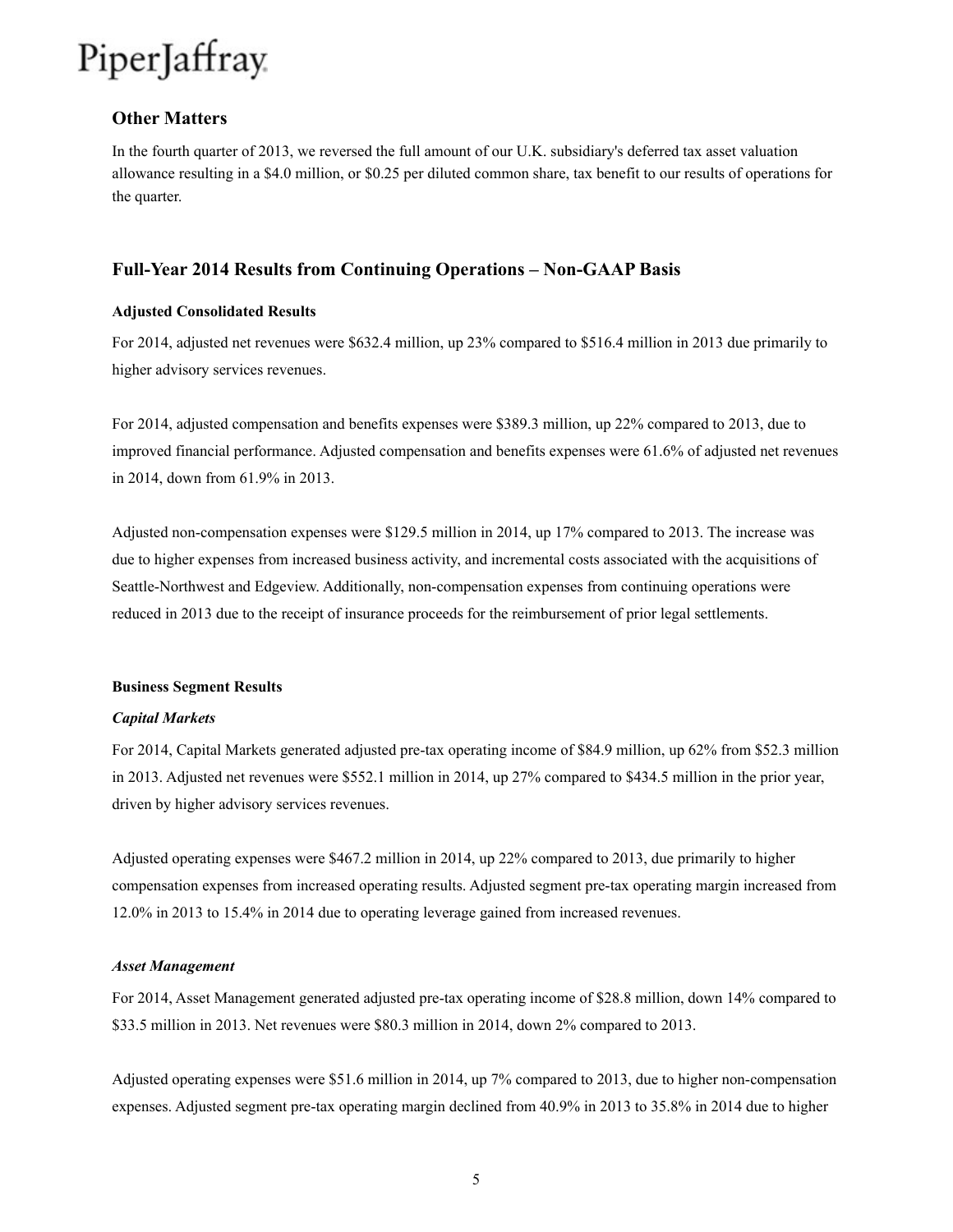## Other Matters

In the fourth quarter of 2013, we reversed the full amount of our U.K. subsidiary's deferred tax asset valuation allowance resulting in a $4.0 million, or $0.25 per diluted common share, tax benefit to our results of operations for the quarter.

## Full-Year 2014 Results from Continuing Operations – Non-GAAP Basis

**Adjusted Consolidated Results**

For 2014, adjusted net revenues were $632.4 million, up 23% compared to $516.4 million in 2013 due primarily to higher advisory services revenues.

For 2014, adjusted compensation and benefits expenses were $389.3 million, up 22% compared to 2013, due to improved financial performance. Adjusted compensation and benefits expenses were 61.6% of adjusted net revenues in 2014, down from 61.9% in 2013.

Adjusted non-compensation expenses were $129.5 million in 2014, up 17% compared to 2013. The increase was due to higher expenses from increased business activity, and incremental costs associated with the acquisitions of Seattle-Northwest and Edgeview. Additionally, non-compensation expenses from continuing operations were reduced in 2013 due to the receipt of insurance proceeds for the reimbursement of prior legal settlements.

**Business Segment Results**

***Capital Markets***

For 2014, Capital Markets generated adjusted pre-tax operating income of $84.9 million, up 62% from $52.3 million in 2013. Adjusted net revenues were $552.1 million in 2014, up 27% compared to $434.5 million in the prior year, driven by higher advisory services revenues.

Adjusted operating expenses were $467.2 million in 2014, up 22% compared to 2013, due primarily to higher compensation expenses from increased operating results. Adjusted segment pre-tax operating margin increased from 12.0% in 2013 to 15.4% in 2014 due to operating leverage gained from increased revenues.

***Asset Management***

For 2014, Asset Management generated adjusted pre-tax operating income of $28.8 million, down 14% compared to $33.5 million in 2013. Net revenues were $80.3 million in 2014, down 2% compared to 2013.

Adjusted operating expenses were $51.6 million in 2014, up 7% compared to 2013, due to higher non-compensation expenses. Adjusted segment pre-tax operating margin declined from 40.9% in 2013 to 35.8% in 2014 due to higher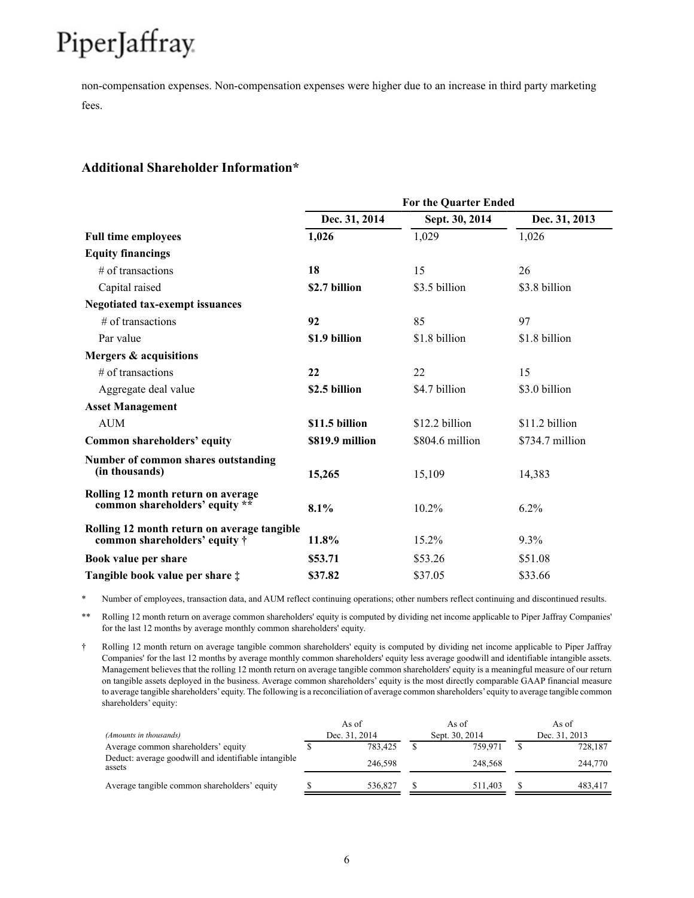non-compensation expenses. Non-compensation expenses were higher due to an increase in third party marketing fees.

## Additional Shareholder Information*

| | For the Quarter Ended | | |
|---|---|---|---|
| | **Dec. 31, 2014** | **Sept. 30, 2014** | **Dec. 31, 2013** |
| **Full time employees** | **1,026** | 1,029 | 1,026 |
| **Equity financings** | | | |
| # of transactions | **18** | 15 | 26 |
| Capital raised | **$2.7 billion** | $3.5 billion | $3.8 billion |
| **Negotiated tax-exempt issuances** | | | |
| # of transactions | **92** | 85 | 97 |
| Par value | **$1.9 billion** | $1.8 billion | $1.8 billion |
| **Mergers & acquisitions** | | | |
| # of transactions | **22** | 22 | 15 |
| Aggregate deal value | **$2.5 billion** | $4.7 billion | $3.0 billion |
| **Asset Management** | | | |
| AUM | **$11.5 billion** | $12.2 billion | $11.2 billion |
| **Common shareholders' equity** | **$819.9 million** | $804.6 million | $734.7 million |
| **Number of common shares outstanding (in thousands)** | **15,265** | 15,109 | 14,383 |
| **Rolling 12 month return on average common shareholders' equity \*\*** | **8.1%** | 10.2% | 6.2% |
| **Rolling 12 month return on average tangible common shareholders' equity †** | **11.8%** | 15.2% | 9.3% |
| **Book value per share** | **$53.71** | $53.26 | $51.08 |
| **Tangible book value per share ‡** | **$37.82** | $37.05 | $33.66 |

\* Number of employees, transaction data, and AUM reflect continuing operations; other numbers reflect continuing and discontinued results.

\*\* Rolling 12 month return on average common shareholders' equity is computed by dividing net income applicable to Piper Jaffray Companies' for the last 12 months by average monthly common shareholders' equity.

† Rolling 12 month return on average tangible common shareholders' equity is computed by dividing net income applicable to Piper Jaffray Companies' for the last 12 months by average monthly common shareholders' equity less average goodwill and identifiable intangible assets. Management believes that the rolling 12 month return on average tangible common shareholders' equity is a meaningful measure of our return on tangible assets deployed in the business. Average common shareholders' equity is the most directly comparable GAAP financial measure to average tangible shareholders' equity. The following is a reconciliation of average common shareholders' equity to average tangible common shareholders' equity:

| *(Amounts in thousands)* | As of Dec. 31, 2014 | As of Sept. 30, 2014 | As of Dec. 31, 2013 |
|---|---|---|---|
| Average common shareholders' equity | $ 783,425 | $ 759,971 | $ 728,187 |
| Deduct: average goodwill and identifiable intangible assets | 246,598 | 248,568 | 244,770 |
| Average tangible common shareholders' equity | $ 536,827 | $ 511,403 | $ 483,417 |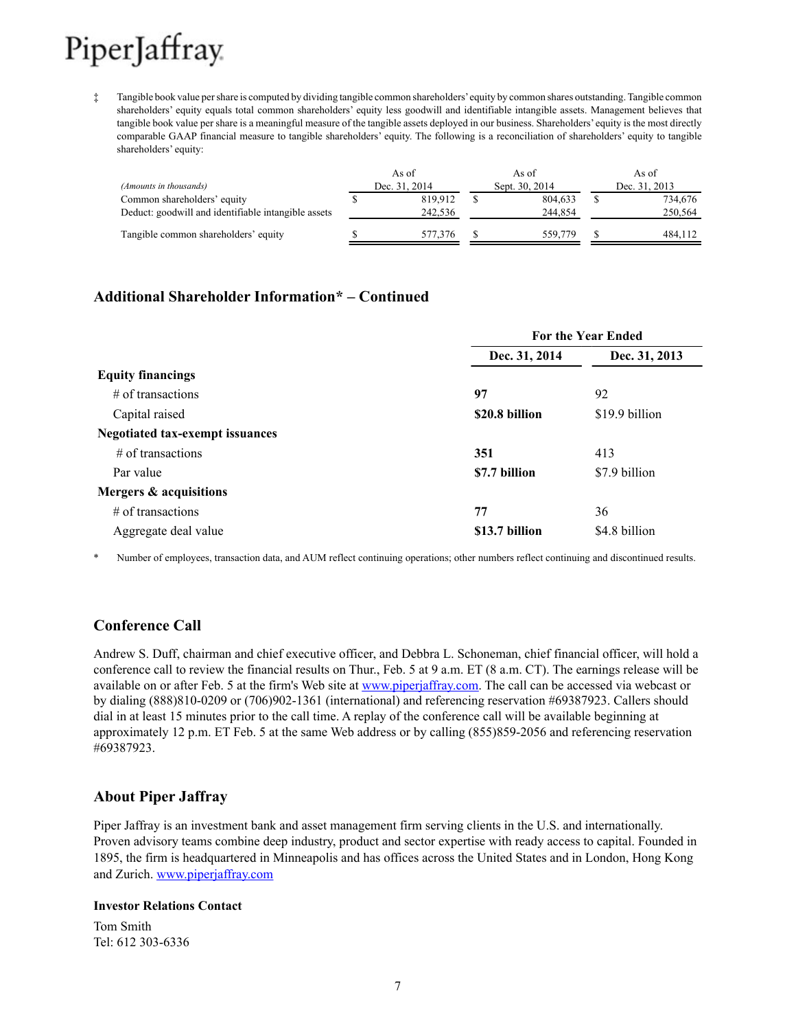‡ Tangible book value per share is computed by dividing tangible common shareholders' equity by common shares outstanding. Tangible common shareholders' equity equals total common shareholders' equity less goodwill and identifiable intangible assets. Management believes that tangible book value per share is a meaningful measure of the tangible assets deployed in our business. Shareholders' equity is the most directly comparable GAAP financial measure to tangible shareholders' equity. The following is a reconciliation of shareholders' equity to tangible shareholders' equity:

| *(Amounts in thousands)* | As of Dec. 31, 2014 | As of Sept. 30, 2014 | As of Dec. 31, 2013 |
|---|---|---|---|
| Common shareholders' equity | $ 819,912 | $ 804,633 | $ 734,676 |
| Deduct: goodwill and identifiable intangible assets | 242,536 | 244,854 | 250,564 |
| Tangible common shareholders' equity | $ 577,376 | $ 559,779 | $ 484,112 |

## Additional Shareholder Information* – Continued

| | For the Year Ended | |
|---|---|---|
| | **Dec. 31, 2014** | **Dec. 31, 2013** |
| **Equity financings** | | |
| # of transactions | **97** | 92 |
| Capital raised | **$20.8 billion** | $19.9 billion |
| **Negotiated tax-exempt issuances** | | |
| # of transactions | **351** | 413 |
| Par value | **$7.7 billion** | $7.9 billion |
| **Mergers & acquisitions** | | |
| # of transactions | **77** | 36 |
| Aggregate deal value | **$13.7 billion** | $4.8 billion |

\* Number of employees, transaction data, and AUM reflect continuing operations; other numbers reflect continuing and discontinued results.

## Conference Call

Andrew S. Duff, chairman and chief executive officer, and Debbra L. Schoneman, chief financial officer, will hold a conference call to review the financial results on Thur., Feb. 5 at 9 a.m. ET (8 a.m. CT). The earnings release will be available on or after Feb. 5 at the firm's Web site at www.piperjaffray.com. The call can be accessed via webcast or by dialing (888)810-0209 or (706)902-1361 (international) and referencing reservation #69387923. Callers should dial in at least 15 minutes prior to the call time. A replay of the conference call will be available beginning at approximately 12 p.m. ET Feb. 5 at the same Web address or by calling (855)859-2056 and referencing reservation #69387923.

## About Piper Jaffray

Piper Jaffray is an investment bank and asset management firm serving clients in the U.S. and internationally. Proven advisory teams combine deep industry, product and sector expertise with ready access to capital. Founded in 1895, the firm is headquartered in Minneapolis and has offices across the United States and in London, Hong Kong and Zurich. www.piperjaffray.com

### Investor Relations Contact

Tom Smith
Tel: 612 303-6336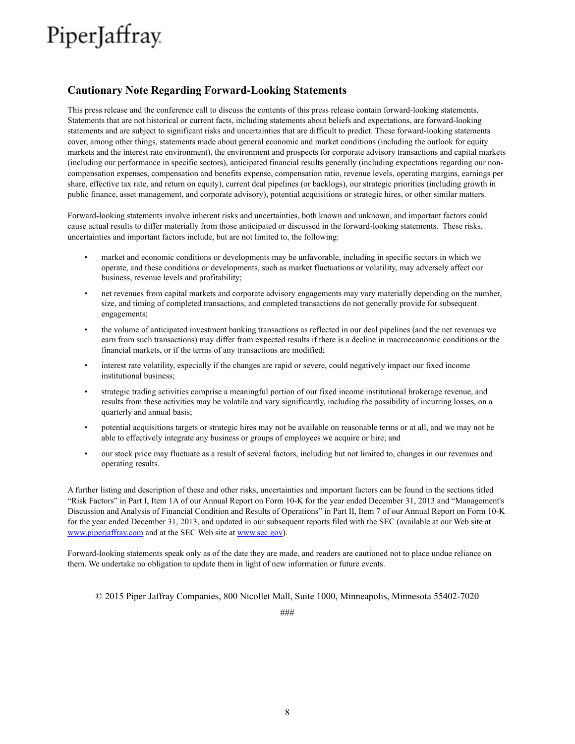## Cautionary Note Regarding Forward-Looking Statements

This press release and the conference call to discuss the contents of this press release contain forward-looking statements. Statements that are not historical or current facts, including statements about beliefs and expectations, are forward-looking statements and are subject to significant risks and uncertainties that are difficult to predict. These forward-looking statements cover, among other things, statements made about general economic and market conditions (including the outlook for equity markets and the interest rate environment), the environment and prospects for corporate advisory transactions and capital markets (including our performance in specific sectors), anticipated financial results generally (including expectations regarding our non-compensation expenses, compensation and benefits expense, compensation ratio, revenue levels, operating margins, earnings per share, effective tax rate, and return on equity), current deal pipelines (or backlogs), our strategic priorities (including growth in public finance, asset management, and corporate advisory), potential acquisitions or strategic hires, or other similar matters.

Forward-looking statements involve inherent risks and uncertainties, both known and unknown, and important factors could cause actual results to differ materially from those anticipated or discussed in the forward-looking statements. These risks, uncertainties and important factors include, but are not limited to, the following:

- market and economic conditions or developments may be unfavorable, including in specific sectors in which we operate, and these conditions or developments, such as market fluctuations or volatility, may adversely affect our business, revenue levels and profitability;
- net revenues from capital markets and corporate advisory engagements may vary materially depending on the number, size, and timing of completed transactions, and completed transactions do not generally provide for subsequent engagements;
- the volume of anticipated investment banking transactions as reflected in our deal pipelines (and the net revenues we earn from such transactions) may differ from expected results if there is a decline in macroeconomic conditions or the financial markets, or if the terms of any transactions are modified;
- interest rate volatility, especially if the changes are rapid or severe, could negatively impact our fixed income institutional business;
- strategic trading activities comprise a meaningful portion of our fixed income institutional brokerage revenue, and results from these activities may be volatile and vary significantly, including the possibility of incurring losses, on a quarterly and annual basis;
- potential acquisitions targets or strategic hires may not be available on reasonable terms or at all, and we may not be able to effectively integrate any business or groups of employees we acquire or hire; and
- our stock price may fluctuate as a result of several factors, including but not limited to, changes in our revenues and operating results.

A further listing and description of these and other risks, uncertainties and important factors can be found in the sections titled "Risk Factors" in Part I, Item 1A of our Annual Report on Form 10-K for the year ended December 31, 2013 and "Management's Discussion and Analysis of Financial Condition and Results of Operations" in Part II, Item 7 of our Annual Report on Form 10-K for the year ended December 31, 2013, and updated in our subsequent reports filed with the SEC (available at our Web site at www.piperjaffray.com and at the SEC Web site at www.sec.gov).

Forward-looking statements speak only as of the date they are made, and readers are cautioned not to place undue reliance on them. We undertake no obligation to update them in light of new information or future events.

© 2015 Piper Jaffray Companies, 800 Nicollet Mall, Suite 1000, Minneapolis, Minnesota 55402-7020

###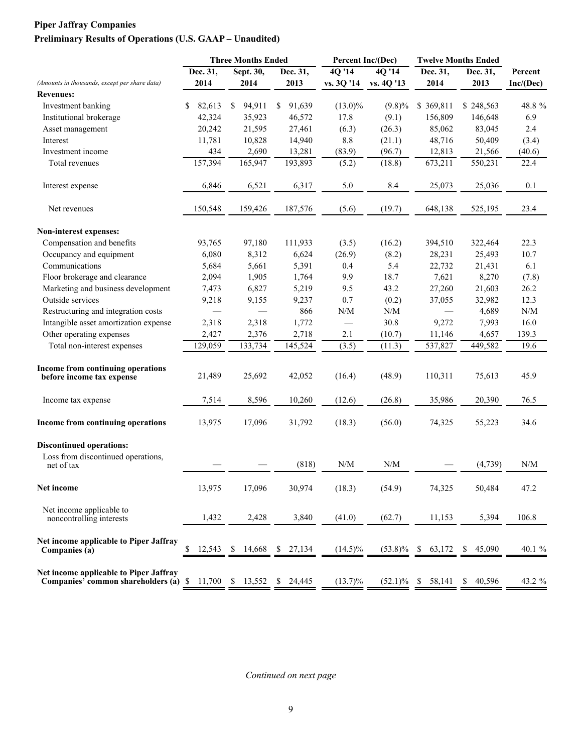**Piper Jaffray Companies**

**Preliminary Results of Operations (U.S. GAAP – Unaudited)**

| *(Amounts in thousands, except per share data)* | Three Months Ended | | | Percent Inc/(Dec) | | Twelve Months Ended | | |
|---|---|---|---|---|---|---|---|---|
| | Dec. 31, 2014 | Sept. 30, 2014 | Dec. 31, 2013 | 4Q '14 vs. 3Q '14 | 4Q '14 vs. 4Q '13 | Dec. 31, 2014 | Dec. 31, 2013 | Percent Inc/(Dec) |
| **Revenues:** | | | | | | | | |
| Investment banking | $ 82,613 | $ 94,911 | $ 91,639 | (13.0)% | (9.8)% | $ 369,811 | $ 248,563 | 48.8 % |
| Institutional brokerage | 42,324 | 35,923 | 46,572 | 17.8 | (9.1) | 156,809 | 146,648 | 6.9 |
| Asset management | 20,242 | 21,595 | 27,461 | (6.3) | (26.3) | 85,062 | 83,045 | 2.4 |
| Interest | 11,781 | 10,828 | 14,940 | 8.8 | (21.1) | 48,716 | 50,409 | (3.4) |
| Investment income | 434 | 2,690 | 13,281 | (83.9) | (96.7) | 12,813 | 21,566 | (40.6) |
| Total revenues | 157,394 | 165,947 | 193,893 | (5.2) | (18.8) | 673,211 | 550,231 | 22.4 |
| Interest expense | 6,846 | 6,521 | 6,317 | 5.0 | 8.4 | 25,073 | 25,036 | 0.1 |
| Net revenues | 150,548 | 159,426 | 187,576 | (5.6) | (19.7) | 648,138 | 525,195 | 23.4 |
| **Non-interest expenses:** | | | | | | | | |
| Compensation and benefits | 93,765 | 97,180 | 111,933 | (3.5) | (16.2) | 394,510 | 322,464 | 22.3 |
| Occupancy and equipment | 6,080 | 8,312 | 6,624 | (26.9) | (8.2) | 28,231 | 25,493 | 10.7 |
| Communications | 5,684 | 5,661 | 5,391 | 0.4 | 5.4 | 22,732 | 21,431 | 6.1 |
| Floor brokerage and clearance | 2,094 | 1,905 | 1,764 | 9.9 | 18.7 | 7,621 | 8,270 | (7.8) |
| Marketing and business development | 7,473 | 6,827 | 5,219 | 9.5 | 43.2 | 27,260 | 21,603 | 26.2 |
| Outside services | 9,218 | 9,155 | 9,237 | 0.7 | (0.2) | 37,055 | 32,982 | 12.3 |
| Restructuring and integration costs | — | — | 866 | N/M | N/M | — | 4,689 | N/M |
| Intangible asset amortization expense | 2,318 | 2,318 | 1,772 | — | 30.8 | 9,272 | 7,993 | 16.0 |
| Other operating expenses | 2,427 | 2,376 | 2,718 | 2.1 | (10.7) | 11,146 | 4,657 | 139.3 |
| Total non-interest expenses | 129,059 | 133,734 | 145,524 | (3.5) | (11.3) | 537,827 | 449,582 | 19.6 |
| **Income from continuing operations before income tax expense** | 21,489 | 25,692 | 42,052 | (16.4) | (48.9) | 110,311 | 75,613 | 45.9 |
| Income tax expense | 7,514 | 8,596 | 10,260 | (12.6) | (26.8) | 35,986 | 20,390 | 76.5 |
| **Income from continuing operations** | 13,975 | 17,096 | 31,792 | (18.3) | (56.0) | 74,325 | 55,223 | 34.6 |
| **Discontinued operations:** | | | | | | | | |
| Loss from discontinued operations, net of tax | — | — | (818) | N/M | N/M | — | (4,739) | N/M |
| **Net income** | 13,975 | 17,096 | 30,974 | (18.3) | (54.9) | 74,325 | 50,484 | 47.2 |
| Net income applicable to noncontrolling interests | 1,432 | 2,428 | 3,840 | (41.0) | (62.7) | 11,153 | 5,394 | 106.8 |
| **Net income applicable to Piper Jaffray Companies (a)** | $ 12,543 | $ 14,668 | $ 27,134 | (14.5)% | (53.8)% | $ 63,172 | $ 45,090 | 40.1 % |
| **Net income applicable to Piper Jaffray Companies' common shareholders (a)** | $ 11,700 | $ 13,552 | $ 24,445 | (13.7)% | (52.1)% | $ 58,141 | $ 40,596 | 43.2 % |

*Continued on next page*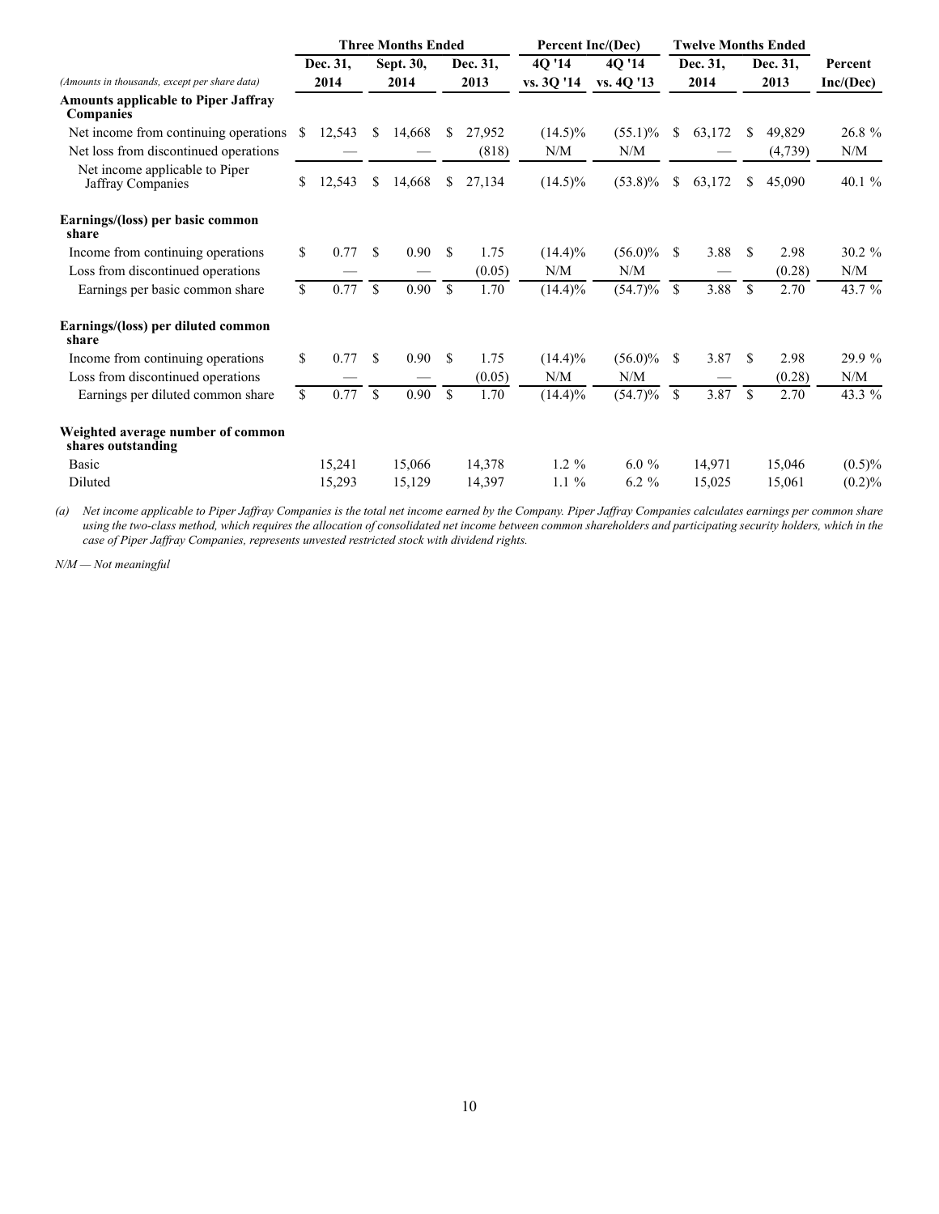| (Amounts in thousands, except per share data) | Three Months Ended | | | Percent Inc/(Dec) | | Twelve Months Ended | | |
|---|---|---|---|---|---|---|---|---|
| | Dec. 31, 2014 | Sept. 30, 2014 | Dec. 31, 2013 | 4Q '14 vs. 3Q '14 | 4Q '14 vs. 4Q '13 | Dec. 31, 2014 | Dec. 31, 2013 | Percent Inc/(Dec) |
| **Amounts applicable to Piper Jaffray Companies** | | | | | | | | |
| Net income from continuing operations | $ 12,543 | $ 14,668 | $ 27,952 | (14.5)% | (55.1)% | $ 63,172 | $ 49,829 | 26.8 % |
| Net loss from discontinued operations | — | — | (818) | N/M | N/M | — | (4,739) | N/M |
| Net income applicable to Piper Jaffray Companies | $ 12,543 | $ 14,668 | $ 27,134 | (14.5)% | (53.8)% | $ 63,172 | $ 45,090 | 40.1 % |
| **Earnings/(loss) per basic common share** | | | | | | | | |
| Income from continuing operations | $ 0.77 | $ 0.90 | $ 1.75 | (14.4)% | (56.0)% | $ 3.88 | $ 2.98 | 30.2 % |
| Loss from discontinued operations | — | — | (0.05) | N/M | N/M | — | (0.28) | N/M |
| Earnings per basic common share | $ 0.77 | $ 0.90 | $ 1.70 | (14.4)% | (54.7)% | $ 3.88 | $ 2.70 | 43.7 % |
| **Earnings/(loss) per diluted common share** | | | | | | | | |
| Income from continuing operations | $ 0.77 | $ 0.90 | $ 1.75 | (14.4)% | (56.0)% | $ 3.87 | $ 2.98 | 29.9 % |
| Loss from discontinued operations | — | — | (0.05) | N/M | N/M | — | (0.28) | N/M |
| Earnings per diluted common share | $ 0.77 | $ 0.90 | $ 1.70 | (14.4)% | (54.7)% | $ 3.87 | $ 2.70 | 43.3 % |
| **Weighted average number of common shares outstanding** | | | | | | | | |
| Basic | 15,241 | 15,066 | 14,378 | 1.2 % | 6.0 % | 14,971 | 15,046 | (0.5)% |
| Diluted | 15,293 | 15,129 | 14,397 | 1.1 % | 6.2 % | 15,025 | 15,061 | (0.2)% |

*(a) Net income applicable to Piper Jaffray Companies is the total net income earned by the Company. Piper Jaffray Companies calculates earnings per common share using the two-class method, which requires the allocation of consolidated net income between common shareholders and participating security holders, which in the case of Piper Jaffray Companies, represents unvested restricted stock with dividend rights.*

*N/M — Not meaningful*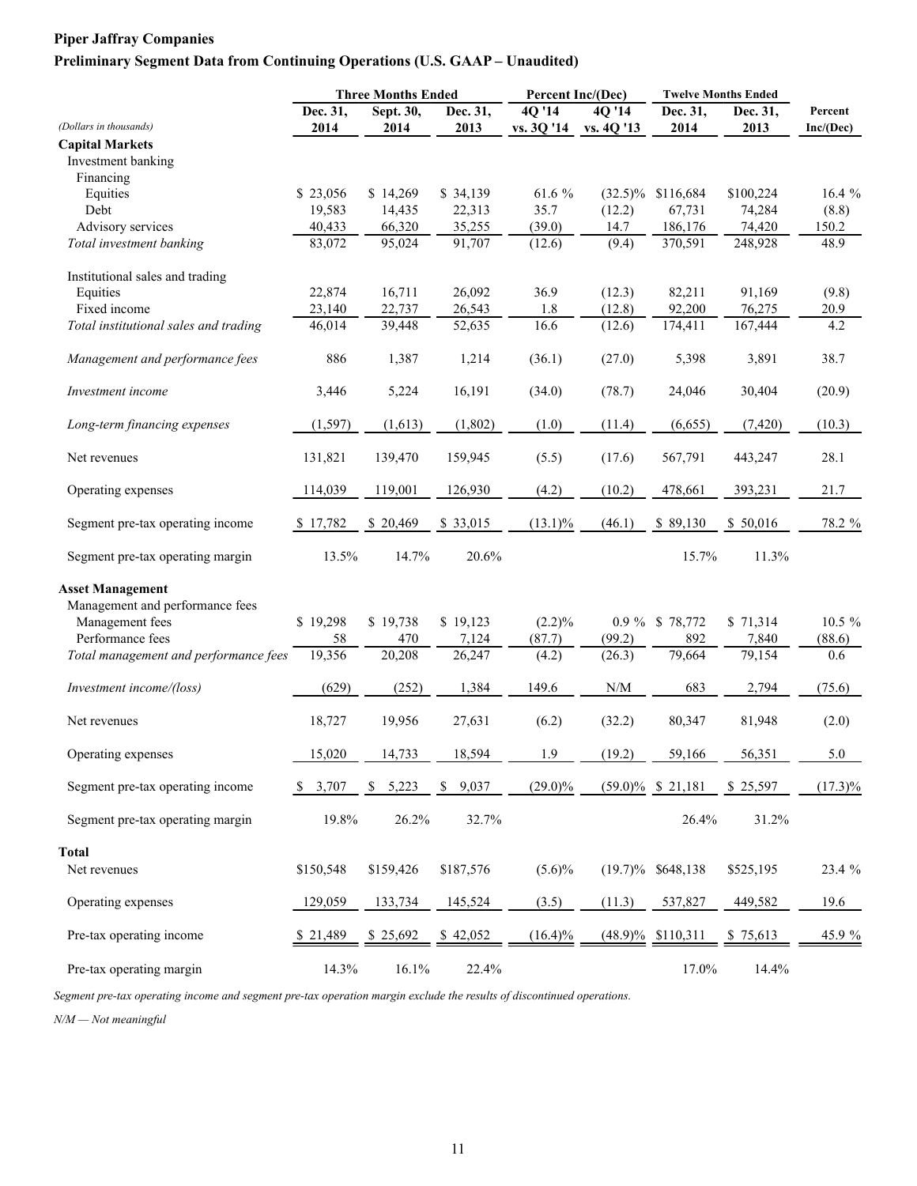**Piper Jaffray Companies**

**Preliminary Segment Data from Continuing Operations (U.S. GAAP – Unaudited)**

| | Three Months Ended | | | Percent Inc/(Dec) | | Twelve Months Ended | | |
|---|---|---|---|---|---|---|---|---|
| *(Dollars in thousands)* | Dec. 31, 2014 | Sept. 30, 2014 | Dec. 31, 2013 | 4Q '14 vs. 3Q '14 | 4Q '14 vs. 4Q '13 | Dec. 31, 2014 | Dec. 31, 2013 | Percent Inc/(Dec) |
| **Capital Markets** | | | | | | | | |
| Investment banking | | | | | | | | |
| Financing | | | | | | | | |
| Equities | $ 23,056 | $ 14,269 | $ 34,139 | 61.6 % | (32.5)% | $116,684 | $100,224 | 16.4 % |
| Debt | 19,583 | 14,435 | 22,313 | 35.7 | (12.2) | 67,731 | 74,284 | (8.8) |
| Advisory services | 40,433 | 66,320 | 35,255 | (39.0) | 14.7 | 186,176 | 74,420 | 150.2 |
| *Total investment banking* | 83,072 | 95,024 | 91,707 | (12.6) | (9.4) | 370,591 | 248,928 | 48.9 |
| Institutional sales and trading | | | | | | | | |
| Equities | 22,874 | 16,711 | 26,092 | 36.9 | (12.3) | 82,211 | 91,169 | (9.8) |
| Fixed income | 23,140 | 22,737 | 26,543 | 1.8 | (12.8) | 92,200 | 76,275 | 20.9 |
| *Total institutional sales and trading* | 46,014 | 39,448 | 52,635 | 16.6 | (12.6) | 174,411 | 167,444 | 4.2 |
| *Management and performance fees* | 886 | 1,387 | 1,214 | (36.1) | (27.0) | 5,398 | 3,891 | 38.7 |
| *Investment income* | 3,446 | 5,224 | 16,191 | (34.0) | (78.7) | 24,046 | 30,404 | (20.9) |
| *Long-term financing expenses* | (1,597) | (1,613) | (1,802) | (1.0) | (11.4) | (6,655) | (7,420) | (10.3) |
| Net revenues | 131,821 | 139,470 | 159,945 | (5.5) | (17.6) | 567,791 | 443,247 | 28.1 |
| Operating expenses | 114,039 | 119,001 | 126,930 | (4.2) | (10.2) | 478,661 | 393,231 | 21.7 |
| Segment pre-tax operating income | $ 17,782 | $ 20,469 | $ 33,015 | (13.1)% | (46.1) | $ 89,130 | $ 50,016 | 78.2 % |
| Segment pre-tax operating margin | 13.5% | 14.7% | 20.6% | | | 15.7% | 11.3% | |
| **Asset Management** | | | | | | | | |
| Management and performance fees | | | | | | | | |
| Management fees | $ 19,298 | $ 19,738 | $ 19,123 | (2.2)% | 0.9 % | $ 78,772 | $ 71,314 | 10.5 % |
| Performance fees | 58 | 470 | 7,124 | (87.7) | (99.2) | 892 | 7,840 | (88.6) |
| *Total management and performance fees* | 19,356 | 20,208 | 26,247 | (4.2) | (26.3) | 79,664 | 79,154 | 0.6 |
| *Investment income/(loss)* | (629) | (252) | 1,384 | 149.6 | N/M | 683 | 2,794 | (75.6) |
| Net revenues | 18,727 | 19,956 | 27,631 | (6.2) | (32.2) | 80,347 | 81,948 | (2.0) |
| Operating expenses | 15,020 | 14,733 | 18,594 | 1.9 | (19.2) | 59,166 | 56,351 | 5.0 |
| Segment pre-tax operating income | $ 3,707 | $ 5,223 | $ 9,037 | (29.0)% | (59.0)% | $ 21,181 | $ 25,597 | (17.3)% |
| Segment pre-tax operating margin | 19.8% | 26.2% | 32.7% | | | 26.4% | 31.2% | |
| **Total** | | | | | | | | |
| Net revenues | $150,548 | $159,426 | $187,576 | (5.6)% | (19.7)% | $648,138 | $525,195 | 23.4 % |
| Operating expenses | 129,059 | 133,734 | 145,524 | (3.5) | (11.3) | 537,827 | 449,582 | 19.6 |
| Pre-tax operating income | $ 21,489 | $ 25,692 | $ 42,052 | (16.4)% | (48.9)% | $110,311 | $ 75,613 | 45.9 % |
| Pre-tax operating margin | 14.3% | 16.1% | 22.4% | | | 17.0% | 14.4% | |

*Segment pre-tax operating income and segment pre-tax operation margin exclude the results of discontinued operations.*

*N/M — Not meaningful*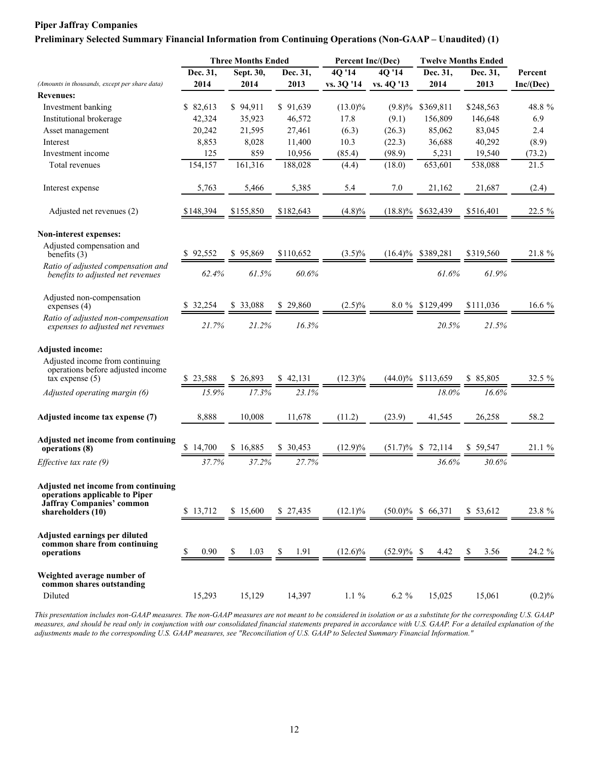**Piper Jaffray Companies**

**Preliminary Selected Summary Financial Information from Continuing Operations (Non-GAAP – Unaudited) (1)**

| | Three Months Ended | | | Percent Inc/(Dec) | | Twelve Months Ended | | |
|---|---|---|---|---|---|---|---|---|
| *(Amounts in thousands, except per share data)* | Dec. 31, 2014 | Sept. 30, 2014 | Dec. 31, 2013 | 4Q '14 vs. 3Q '14 | 4Q '14 vs. 4Q '13 | Dec. 31, 2014 | Dec. 31, 2013 | Percent Inc/(Dec) |
| **Revenues:** | | | | | | | | |
| Investment banking | $ 82,613 | $ 94,911 | $ 91,639 | (13.0)% | (9.8)% | $369,811 | $248,563 | 48.8 % |
| Institutional brokerage | 42,324 | 35,923 | 46,572 | 17.8 | (9.1) | 156,809 | 146,648 | 6.9 |
| Asset management | 20,242 | 21,595 | 27,461 | (6.3) | (26.3) | 85,062 | 83,045 | 2.4 |
| Interest | 8,853 | 8,028 | 11,400 | 10.3 | (22.3) | 36,688 | 40,292 | (8.9) |
| Investment income | 125 | 859 | 10,956 | (85.4) | (98.9) | 5,231 | 19,540 | (73.2) |
| Total revenues | 154,157 | 161,316 | 188,028 | (4.4) | (18.0) | 653,601 | 538,088 | 21.5 |
| Interest expense | 5,763 | 5,466 | 5,385 | 5.4 | 7.0 | 21,162 | 21,687 | (2.4) |
| Adjusted net revenues (2) | $148,394 | $155,850 | $182,643 | (4.8)% | (18.8)% | $632,439 | $516,401 | 22.5 % |
| **Non-interest expenses:** | | | | | | | | |
| Adjusted compensation and benefits (3) | $ 92,552 | $ 95,869 | $110,652 | (3.5)% | (16.4)% | $389,281 | $319,560 | 21.8 % |
| *Ratio of adjusted compensation and benefits to adjusted net revenues* | *62.4%* | *61.5%* | *60.6%* | | | *61.6%* | *61.9%* | |
| Adjusted non-compensation expenses (4) | $ 32,254 | $ 33,088 | $ 29,860 | (2.5)% | 8.0 % | $129,499 | $111,036 | 16.6 % |
| *Ratio of adjusted non-compensation expenses to adjusted net revenues* | *21.7%* | *21.2%* | *16.3%* | | | *20.5%* | *21.5%* | |
| **Adjusted income:** | | | | | | | | |
| Adjusted income from continuing operations before adjusted income tax expense (5) | $ 23,588 | $ 26,893 | $ 42,131 | (12.3)% | (44.0)% | $113,659 | $ 85,805 | 32.5 % |
| *Adjusted operating margin (6)* | *15.9%* | *17.3%* | *23.1%* | | | *18.0%* | *16.6%* | |
| **Adjusted income tax expense (7)** | 8,888 | 10,008 | 11,678 | (11.2) | (23.9) | 41,545 | 26,258 | 58.2 |
| **Adjusted net income from continuing operations (8)** | $ 14,700 | $ 16,885 | $ 30,453 | (12.9)% | (51.7)% | $ 72,114 | $ 59,547 | 21.1 % |
| *Effective tax rate (9)* | *37.7%* | *37.2%* | *27.7%* | | | *36.6%* | *30.6%* | |
| **Adjusted net income from continuing operations applicable to Piper Jaffray Companies' common shareholders (10)** | $ 13,712 | $ 15,600 | $ 27,435 | (12.1)% | (50.0)% | $ 66,371 | $ 53,612 | 23.8 % |
| **Adjusted earnings per diluted common share from continuing operations** | $ 0.90 | $ 1.03 | $ 1.91 | (12.6)% | (52.9)% | $ 4.42 | $ 3.56 | 24.2 % |
| **Weighted average number of common shares outstanding** | | | | | | | | |
| Diluted | 15,293 | 15,129 | 14,397 | 1.1 % | 6.2 % | 15,025 | 15,061 | (0.2)% |

*This presentation includes non-GAAP measures. The non-GAAP measures are not meant to be considered in isolation or as a substitute for the corresponding U.S. GAAP measures, and should be read only in conjunction with our consolidated financial statements prepared in accordance with U.S. GAAP. For a detailed explanation of the adjustments made to the corresponding U.S. GAAP measures, see "Reconciliation of U.S. GAAP to Selected Summary Financial Information."*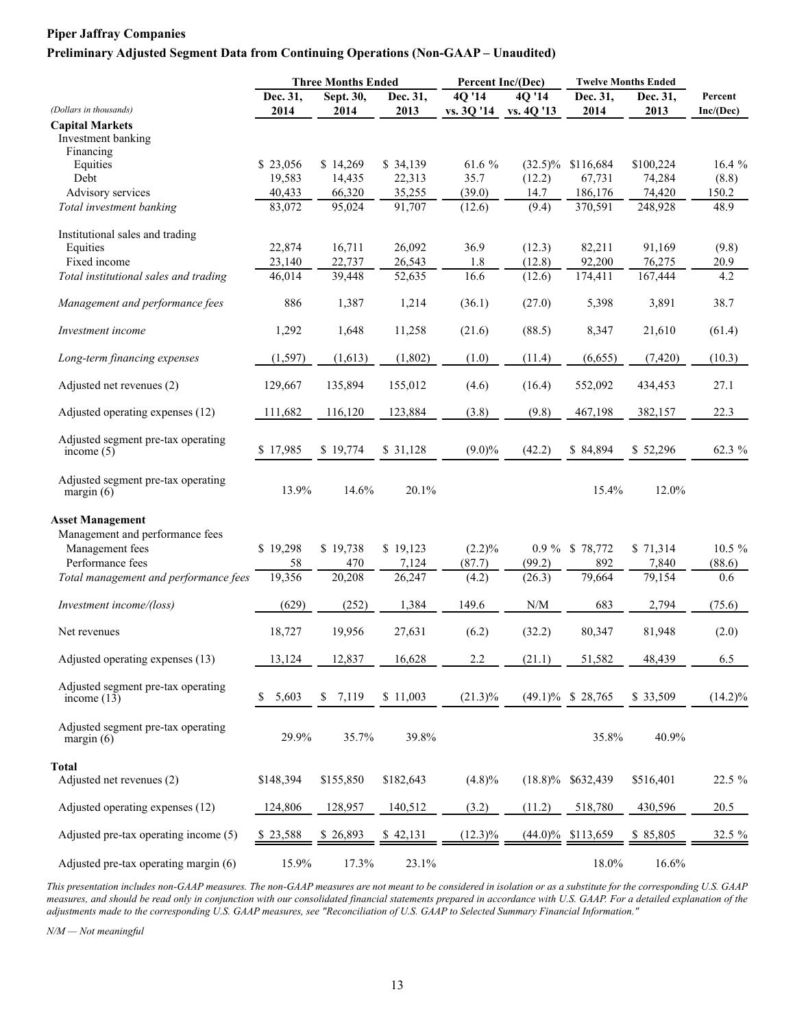**Piper Jaffray Companies**

**Preliminary Adjusted Segment Data from Continuing Operations (Non-GAAP – Unaudited)**

| | Three Months Ended | | | Percent Inc/(Dec) | | Twelve Months Ended | | |
|---|---|---|---|---|---|---|---|---|
| *(Dollars in thousands)* | Dec. 31, 2014 | Sept. 30, 2014 | Dec. 31, 2013 | 4Q '14 vs. 3Q '14 | 4Q '14 vs. 4Q '13 | Dec. 31, 2014 | Dec. 31, 2013 | Percent Inc/(Dec) |
| **Capital Markets** | | | | | | | | |
| Investment banking | | | | | | | | |
| Financing | | | | | | | | |
| Equities | $ 23,056 | $ 14,269 | $ 34,139 | 61.6 % | (32.5)% | $116,684 | $100,224 | 16.4 % |
| Debt | 19,583 | 14,435 | 22,313 | 35.7 | (12.2) | 67,731 | 74,284 | (8.8) |
| Advisory services | 40,433 | 66,320 | 35,255 | (39.0) | 14.7 | 186,176 | 74,420 | 150.2 |
| *Total investment banking* | 83,072 | 95,024 | 91,707 | (12.6) | (9.4) | 370,591 | 248,928 | 48.9 |
| Institutional sales and trading | | | | | | | | |
| Equities | 22,874 | 16,711 | 26,092 | 36.9 | (12.3) | 82,211 | 91,169 | (9.8) |
| Fixed income | 23,140 | 22,737 | 26,543 | 1.8 | (12.8) | 92,200 | 76,275 | 20.9 |
| *Total institutional sales and trading* | 46,014 | 39,448 | 52,635 | 16.6 | (12.6) | 174,411 | 167,444 | 4.2 |
| *Management and performance fees* | 886 | 1,387 | 1,214 | (36.1) | (27.0) | 5,398 | 3,891 | 38.7 |
| *Investment income* | 1,292 | 1,648 | 11,258 | (21.6) | (88.5) | 8,347 | 21,610 | (61.4) |
| *Long-term financing expenses* | (1,597) | (1,613) | (1,802) | (1.0) | (11.4) | (6,655) | (7,420) | (10.3) |
| Adjusted net revenues (2) | 129,667 | 135,894 | 155,012 | (4.6) | (16.4) | 552,092 | 434,453 | 27.1 |
| Adjusted operating expenses (12) | 111,682 | 116,120 | 123,884 | (3.8) | (9.8) | 467,198 | 382,157 | 22.3 |
| Adjusted segment pre-tax operating income (5) | $ 17,985 | $ 19,774 | $ 31,128 | (9.0)% | (42.2) | $ 84,894 | $ 52,296 | 62.3 % |
| Adjusted segment pre-tax operating margin (6) | 13.9% | 14.6% | 20.1% | | | 15.4% | 12.0% | |
| **Asset Management** | | | | | | | | |
| Management and performance fees | | | | | | | | |
| Management fees | $ 19,298 | $ 19,738 | $ 19,123 | (2.2)% | 0.9 % | $ 78,772 | $ 71,314 | 10.5 % |
| Performance fees | 58 | 470 | 7,124 | (87.7) | (99.2) | 892 | 7,840 | (88.6) |
| *Total management and performance fees* | 19,356 | 20,208 | 26,247 | (4.2) | (26.3) | 79,664 | 79,154 | 0.6 |
| *Investment income/(loss)* | (629) | (252) | 1,384 | 149.6 | N/M | 683 | 2,794 | (75.6) |
| Net revenues | 18,727 | 19,956 | 27,631 | (6.2) | (32.2) | 80,347 | 81,948 | (2.0) |
| Adjusted operating expenses (13) | 13,124 | 12,837 | 16,628 | 2.2 | (21.1) | 51,582 | 48,439 | 6.5 |
| Adjusted segment pre-tax operating income (13) | $ 5,603 | $ 7,119 | $ 11,003 | (21.3)% | (49.1)% | $ 28,765 | $ 33,509 | (14.2)% |
| Adjusted segment pre-tax operating margin (6) | 29.9% | 35.7% | 39.8% | | | 35.8% | 40.9% | |
| **Total** | | | | | | | | |
| Adjusted net revenues (2) | $148,394 | $155,850 | $182,643 | (4.8)% | (18.8)% | $632,439 | $516,401 | 22.5 % |
| Adjusted operating expenses (12) | 124,806 | 128,957 | 140,512 | (3.2) | (11.2) | 518,780 | 430,596 | 20.5 |
| Adjusted pre-tax operating income (5) | $ 23,588 | $ 26,893 | $ 42,131 | (12.3)% | (44.0)% | $113,659 | $ 85,805 | 32.5 % |
| Adjusted pre-tax operating margin (6) | 15.9% | 17.3% | 23.1% | | | 18.0% | 16.6% | |

*This presentation includes non-GAAP measures. The non-GAAP measures are not meant to be considered in isolation or as a substitute for the corresponding U.S. GAAP measures, and should be read only in conjunction with our consolidated financial statements prepared in accordance with U.S. GAAP. For a detailed explanation of the adjustments made to the corresponding U.S. GAAP measures, see "Reconciliation of U.S. GAAP to Selected Summary Financial Information."*

*N/M — Not meaningful*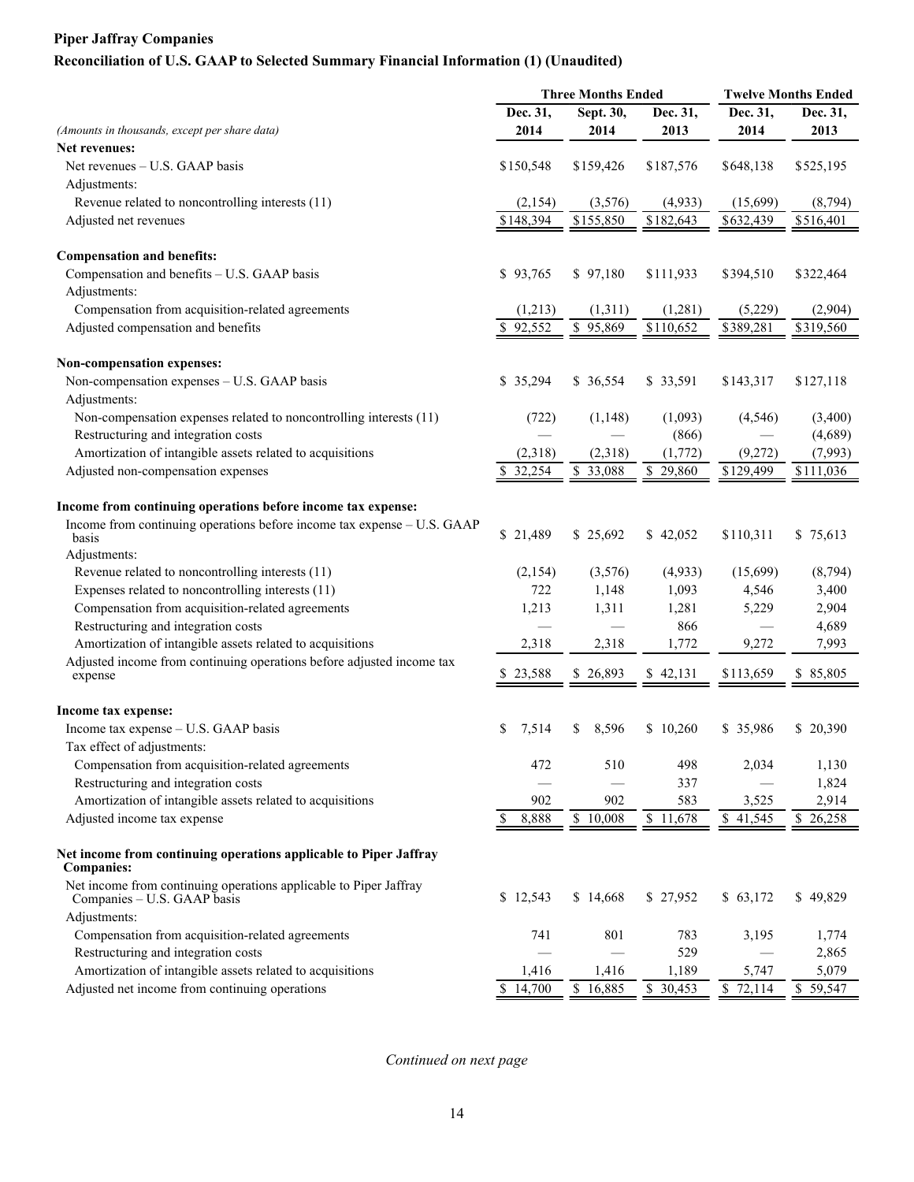**Piper Jaffray Companies**

**Reconciliation of U.S. GAAP to Selected Summary Financial Information (1) (Unaudited)**

| *(Amounts in thousands, except per share data)* | Three Months Ended Dec. 31, 2014 | Three Months Ended Sept. 30, 2014 | Three Months Ended Dec. 31, 2013 | Twelve Months Ended Dec. 31, 2014 | Twelve Months Ended Dec. 31, 2013 |
|---|---|---|---|---|---|
| **Net revenues:** | | | | | |
| Net revenues – U.S. GAAP basis | $150,548 | $159,426 | $187,576 | $648,138 | $525,195 |
| Adjustments: | | | | | |
| Revenue related to noncontrolling interests (11) | (2,154) | (3,576) | (4,933) | (15,699) | (8,794) |
| Adjusted net revenues | $148,394 | $155,850 | $182,643 | $632,439 | $516,401 |
| **Compensation and benefits:** | | | | | |
| Compensation and benefits – U.S. GAAP basis | $ 93,765 | $ 97,180 | $111,933 | $394,510 | $322,464 |
| Adjustments: | | | | | |
| Compensation from acquisition-related agreements | (1,213) | (1,311) | (1,281) | (5,229) | (2,904) |
| Adjusted compensation and benefits | $ 92,552 | $ 95,869 | $110,652 | $389,281 | $319,560 |
| **Non-compensation expenses:** | | | | | |
| Non-compensation expenses – U.S. GAAP basis | $ 35,294 | $ 36,554 | $ 33,591 | $143,317 | $127,118 |
| Adjustments: | | | | | |
| Non-compensation expenses related to noncontrolling interests (11) | (722) | (1,148) | (1,093) | (4,546) | (3,400) |
| Restructuring and integration costs | — | — | (866) | — | (4,689) |
| Amortization of intangible assets related to acquisitions | (2,318) | (2,318) | (1,772) | (9,272) | (7,993) |
| Adjusted non-compensation expenses | $ 32,254 | $ 33,088 | $ 29,860 | $129,499 | $111,036 |
| **Income from continuing operations before income tax expense:** | | | | | |
| Income from continuing operations before income tax expense – U.S. GAAP basis | $ 21,489 | $ 25,692 | $ 42,052 | $110,311 | $ 75,613 |
| Adjustments: | | | | | |
| Revenue related to noncontrolling interests (11) | (2,154) | (3,576) | (4,933) | (15,699) | (8,794) |
| Expenses related to noncontrolling interests (11) | 722 | 1,148 | 1,093 | 4,546 | 3,400 |
| Compensation from acquisition-related agreements | 1,213 | 1,311 | 1,281 | 5,229 | 2,904 |
| Restructuring and integration costs | — | — | 866 | — | 4,689 |
| Amortization of intangible assets related to acquisitions | 2,318 | 2,318 | 1,772 | 9,272 | 7,993 |
| Adjusted income from continuing operations before adjusted income tax expense | $ 23,588 | $ 26,893 | $ 42,131 | $113,659 | $ 85,805 |
| **Income tax expense:** | | | | | |
| Income tax expense – U.S. GAAP basis | $ 7,514 | $ 8,596 | $ 10,260 | $ 35,986 | $ 20,390 |
| Tax effect of adjustments: | | | | | |
| Compensation from acquisition-related agreements | 472 | 510 | 498 | 2,034 | 1,130 |
| Restructuring and integration costs | — | — | 337 | — | 1,824 |
| Amortization of intangible assets related to acquisitions | 902 | 902 | 583 | 3,525 | 2,914 |
| Adjusted income tax expense | $ 8,888 | $ 10,008 | $ 11,678 | $ 41,545 | $ 26,258 |
| **Net income from continuing operations applicable to Piper Jaffray Companies:** | | | | | |
| Net income from continuing operations applicable to Piper Jaffray Companies – U.S. GAAP basis | $ 12,543 | $ 14,668 | $ 27,952 | $ 63,172 | $ 49,829 |
| Adjustments: | | | | | |
| Compensation from acquisition-related agreements | 741 | 801 | 783 | 3,195 | 1,774 |
| Restructuring and integration costs | — | — | 529 | — | 2,865 |
| Amortization of intangible assets related to acquisitions | 1,416 | 1,416 | 1,189 | 5,747 | 5,079 |
| Adjusted net income from continuing operations | $ 14,700 | $ 16,885 | $ 30,453 | $ 72,114 | $ 59,547 |

*Continued on next page*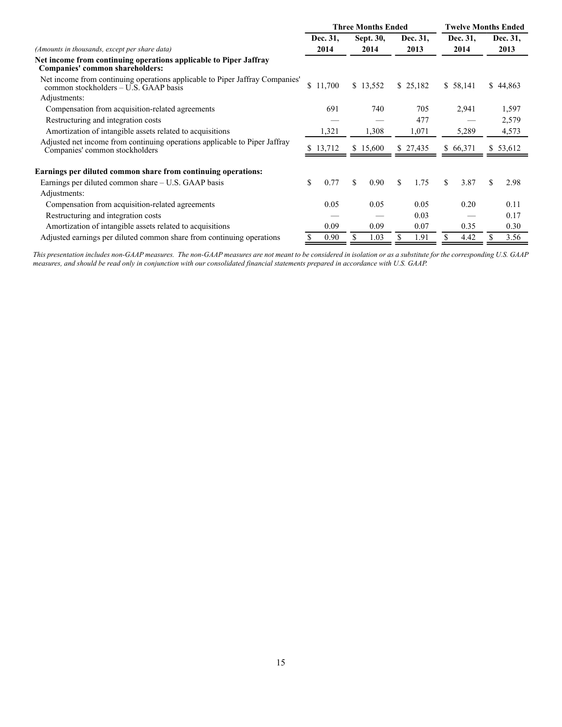| *(Amounts in thousands, except per share data)* | Three Months Ended | | | Twelve Months Ended | |
|---|---|---|---|---|---|
| | Dec. 31, 2014 | Sept. 30, 2014 | Dec. 31, 2013 | Dec. 31, 2014 | Dec. 31, 2013 |
| **Net income from continuing operations applicable to Piper Jaffray Companies' common shareholders:** | | | | | |
| Net income from continuing operations applicable to Piper Jaffray Companies' common stockholders – U.S. GAAP basis | $ 11,700 | $ 13,552 | $ 25,182 | $ 58,141 | $ 44,863 |
| Adjustments: | | | | | |
| Compensation from acquisition-related agreements | 691 | 740 | 705 | 2,941 | 1,597 |
| Restructuring and integration costs | — | — | 477 | — | 2,579 |
| Amortization of intangible assets related to acquisitions | 1,321 | 1,308 | 1,071 | 5,289 | 4,573 |
| Adjusted net income from continuing operations applicable to Piper Jaffray Companies' common stockholders | $ 13,712 | $ 15,600 | $ 27,435 | $ 66,371 | $ 53,612 |
| | | | | | |
| **Earnings per diluted common share from continuing operations:** | | | | | |
| Earnings per diluted common share – U.S. GAAP basis | $ 0.77 | $ 0.90 | $ 1.75 | $ 3.87 | $ 2.98 |
| Adjustments: | | | | | |
| Compensation from acquisition-related agreements | 0.05 | 0.05 | 0.05 | 0.20 | 0.11 |
| Restructuring and integration costs | — | — | 0.03 | — | 0.17 |
| Amortization of intangible assets related to acquisitions | 0.09 | 0.09 | 0.07 | 0.35 | 0.30 |
| Adjusted earnings per diluted common share from continuing operations | $ 0.90 | $ 1.03 | $ 1.91 | $ 4.42 | $ 3.56 |

*This presentation includes non-GAAP measures. The non-GAAP measures are not meant to be considered in isolation or as a substitute for the corresponding U.S. GAAP measures, and should be read only in conjunction with our consolidated financial statements prepared in accordance with U.S. GAAP.*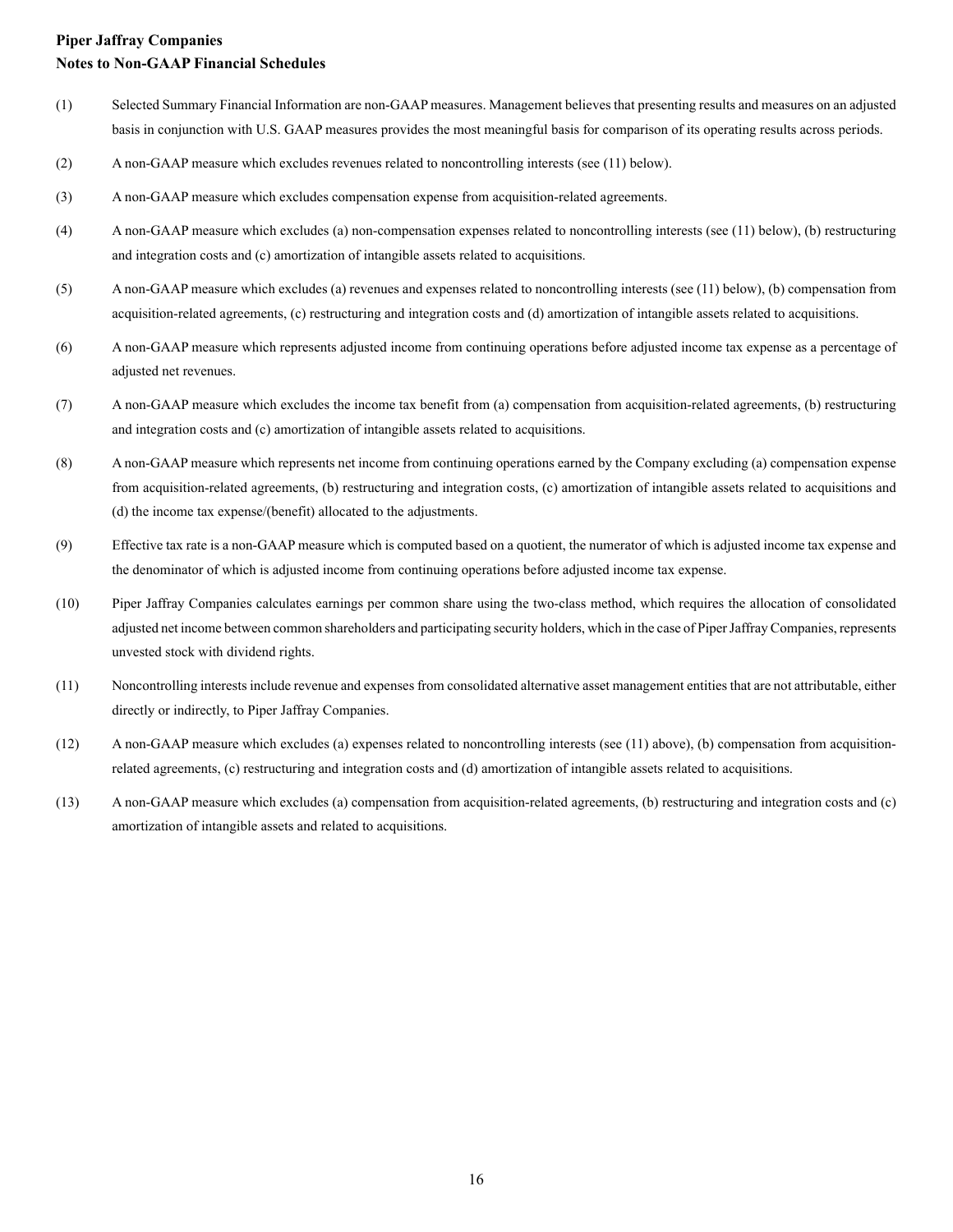**Piper Jaffray Companies**
**Notes to Non-GAAP Financial Schedules**

(1) Selected Summary Financial Information are non-GAAP measures. Management believes that presenting results and measures on an adjusted basis in conjunction with U.S. GAAP measures provides the most meaningful basis for comparison of its operating results across periods.

(2) A non-GAAP measure which excludes revenues related to noncontrolling interests (see (11) below).

(3) A non-GAAP measure which excludes compensation expense from acquisition-related agreements.

(4) A non-GAAP measure which excludes (a) non-compensation expenses related to noncontrolling interests (see (11) below), (b) restructuring and integration costs and (c) amortization of intangible assets related to acquisitions.

(5) A non-GAAP measure which excludes (a) revenues and expenses related to noncontrolling interests (see (11) below), (b) compensation from acquisition-related agreements, (c) restructuring and integration costs and (d) amortization of intangible assets related to acquisitions.

(6) A non-GAAP measure which represents adjusted income from continuing operations before adjusted income tax expense as a percentage of adjusted net revenues.

(7) A non-GAAP measure which excludes the income tax benefit from (a) compensation from acquisition-related agreements, (b) restructuring and integration costs and (c) amortization of intangible assets related to acquisitions.

(8) A non-GAAP measure which represents net income from continuing operations earned by the Company excluding (a) compensation expense from acquisition-related agreements, (b) restructuring and integration costs, (c) amortization of intangible assets related to acquisitions and (d) the income tax expense/(benefit) allocated to the adjustments.

(9) Effective tax rate is a non-GAAP measure which is computed based on a quotient, the numerator of which is adjusted income tax expense and the denominator of which is adjusted income from continuing operations before adjusted income tax expense.

(10) Piper Jaffray Companies calculates earnings per common share using the two-class method, which requires the allocation of consolidated adjusted net income between common shareholders and participating security holders, which in the case of Piper Jaffray Companies, represents unvested stock with dividend rights.

(11) Noncontrolling interests include revenue and expenses from consolidated alternative asset management entities that are not attributable, either directly or indirectly, to Piper Jaffray Companies.

(12) A non-GAAP measure which excludes (a) expenses related to noncontrolling interests (see (11) above), (b) compensation from acquisition-related agreements, (c) restructuring and integration costs and (d) amortization of intangible assets related to acquisitions.

(13) A non-GAAP measure which excludes (a) compensation from acquisition-related agreements, (b) restructuring and integration costs and (c) amortization of intangible assets and related to acquisitions.